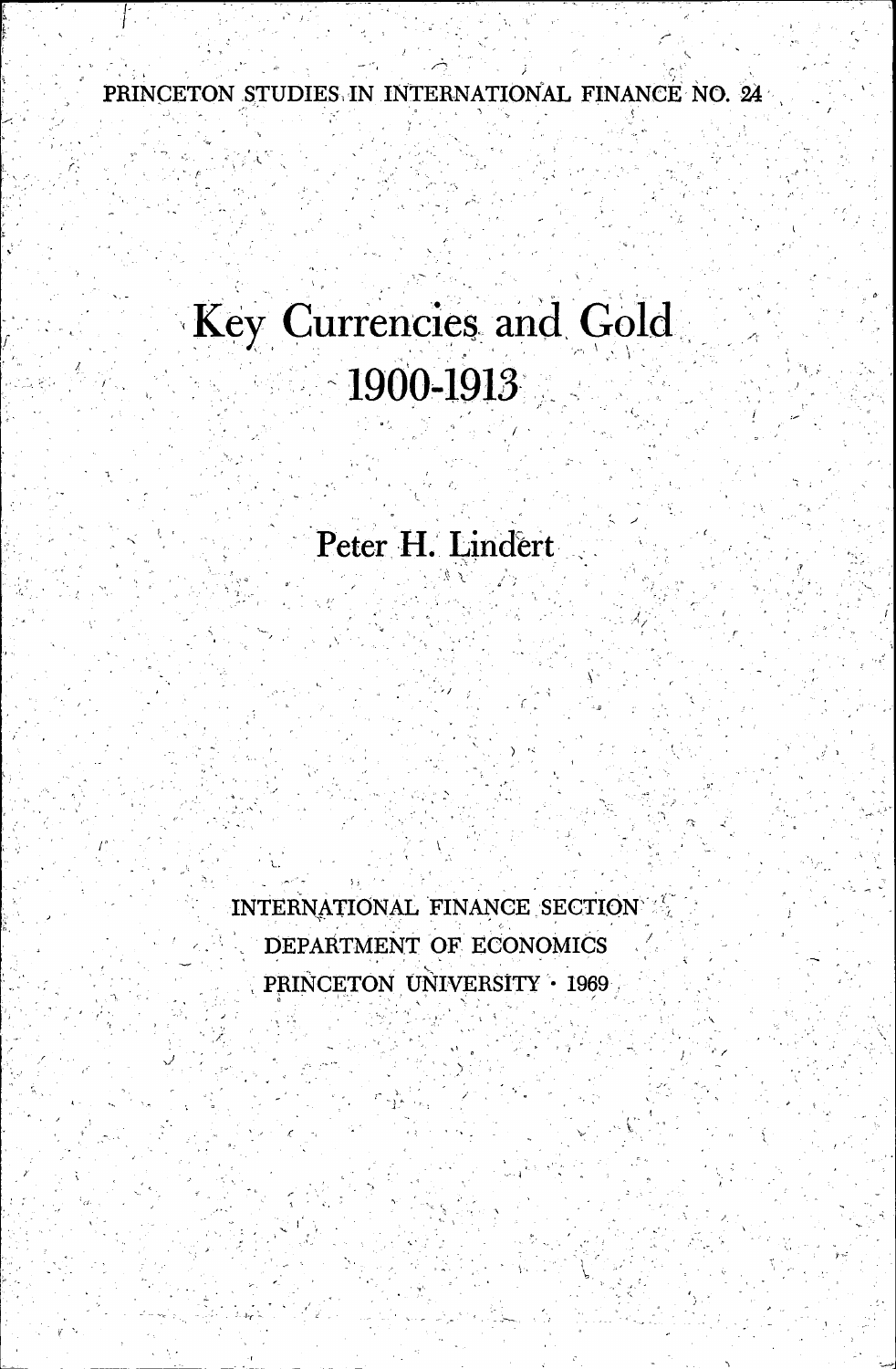PRINCETON STUDIES IN INTERNATIONAL FINANCE NO. 24

# Key Currencies and Gold 1900-1913

## Peter H. Lindert

INTERNATIONAL FINANCE SECTION
DEPARTMENT OF ECONOMICS
PRINCETON UNIVERSITY · 1969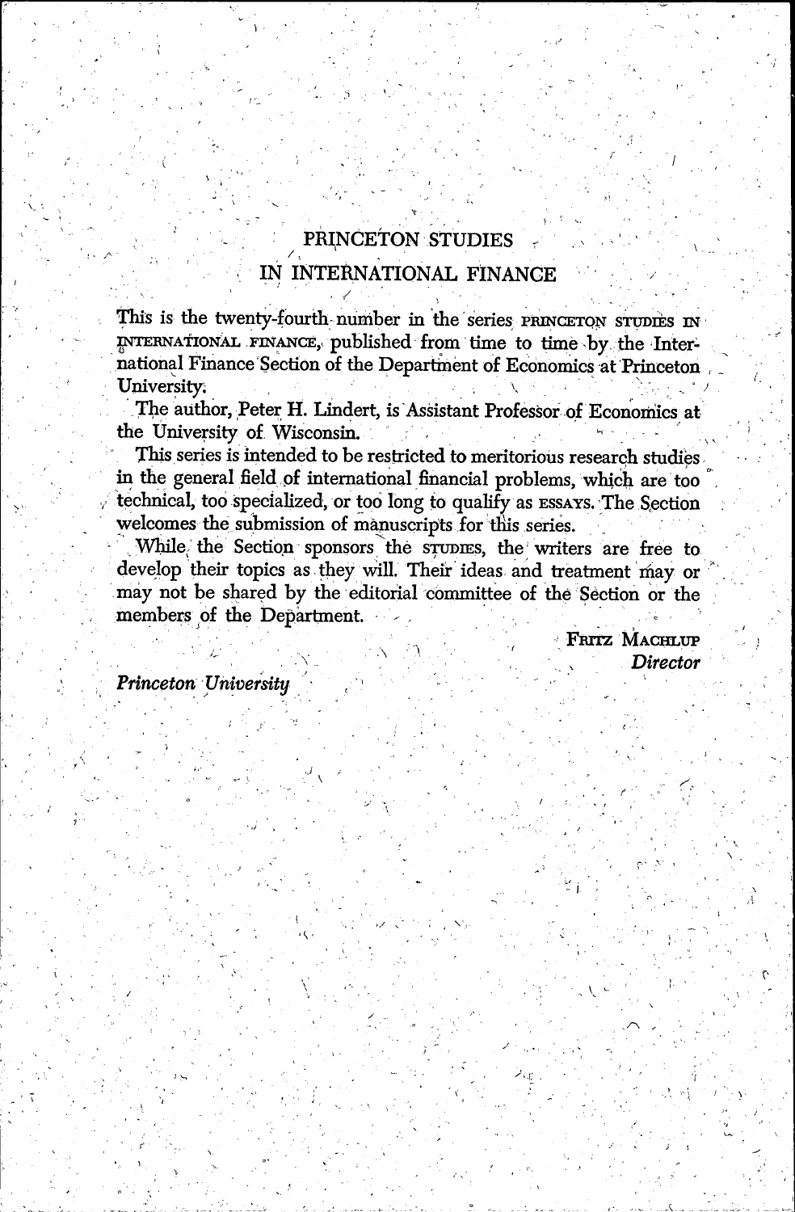# PRINCETON STUDIES IN INTERNATIONAL FINANCE

This is the twenty-fourth number in the series PRINCETON STUDIES IN INTERNATIONAL FINANCE, published from time to time by the International Finance Section of the Department of Economics at Princeton University.

The author, Peter H. Lindert, is Assistant Professor of Economics at the University of Wisconsin.

This series is intended to be restricted to meritorious research studies in the general field of international financial problems, which are too technical, too specialized, or too long to qualify as ESSAYS. The Section welcomes the submission of manuscripts for this series.

While the Section sponsors the STUDIES, the writers are free to develop their topics as they will. Their ideas and treatment may or may not be shared by the editorial committee of the Section or the members of the Department.

FRITZ MACHLUP
*Director*

*Princeton University*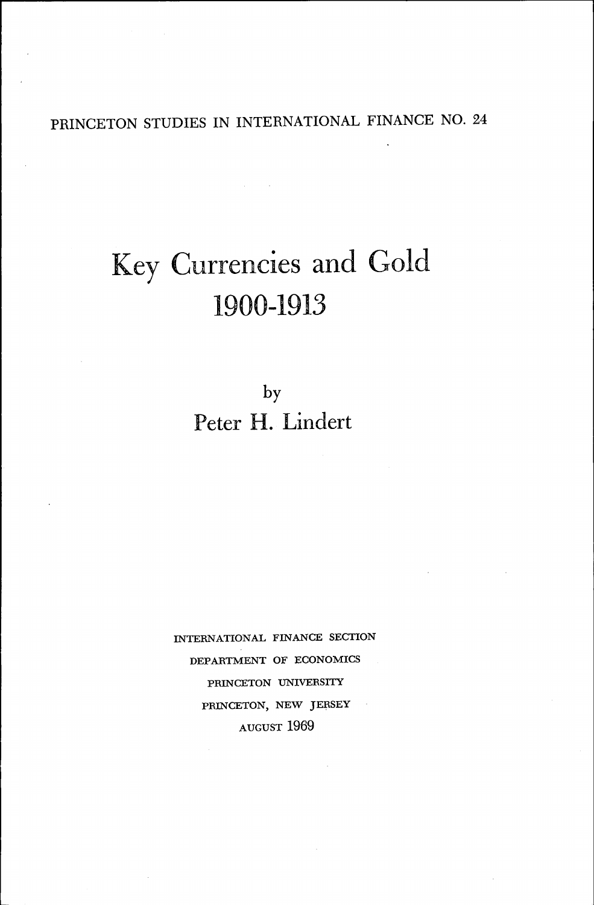PRINCETON STUDIES IN INTERNATIONAL FINANCE NO. 24

# Key Currencies and Gold 1900-1913

by

Peter H. Lindert

INTERNATIONAL FINANCE SECTION
DEPARTMENT OF ECONOMICS
PRINCETON UNIVERSITY
PRINCETON, NEW JERSEY
AUGUST 1969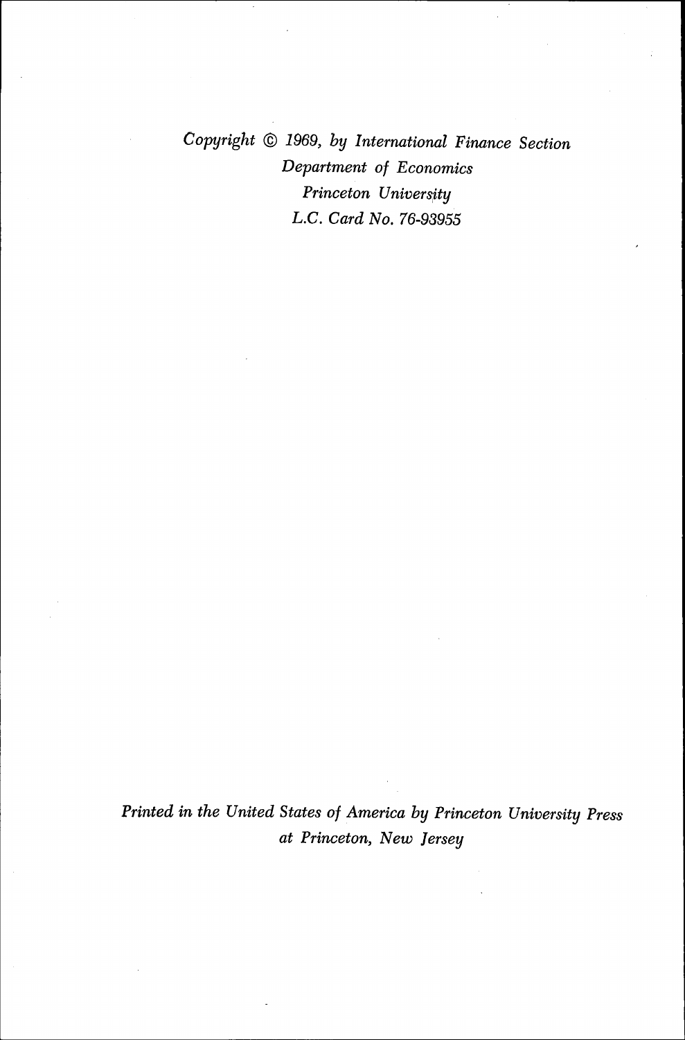*Copyright © 1969, by International Finance Section*
*Department of Economics*
*Princeton University*
*L.C. Card No. 76-93955*

*Printed in the United States of America by Princeton University Press*
*at Princeton, New Jersey*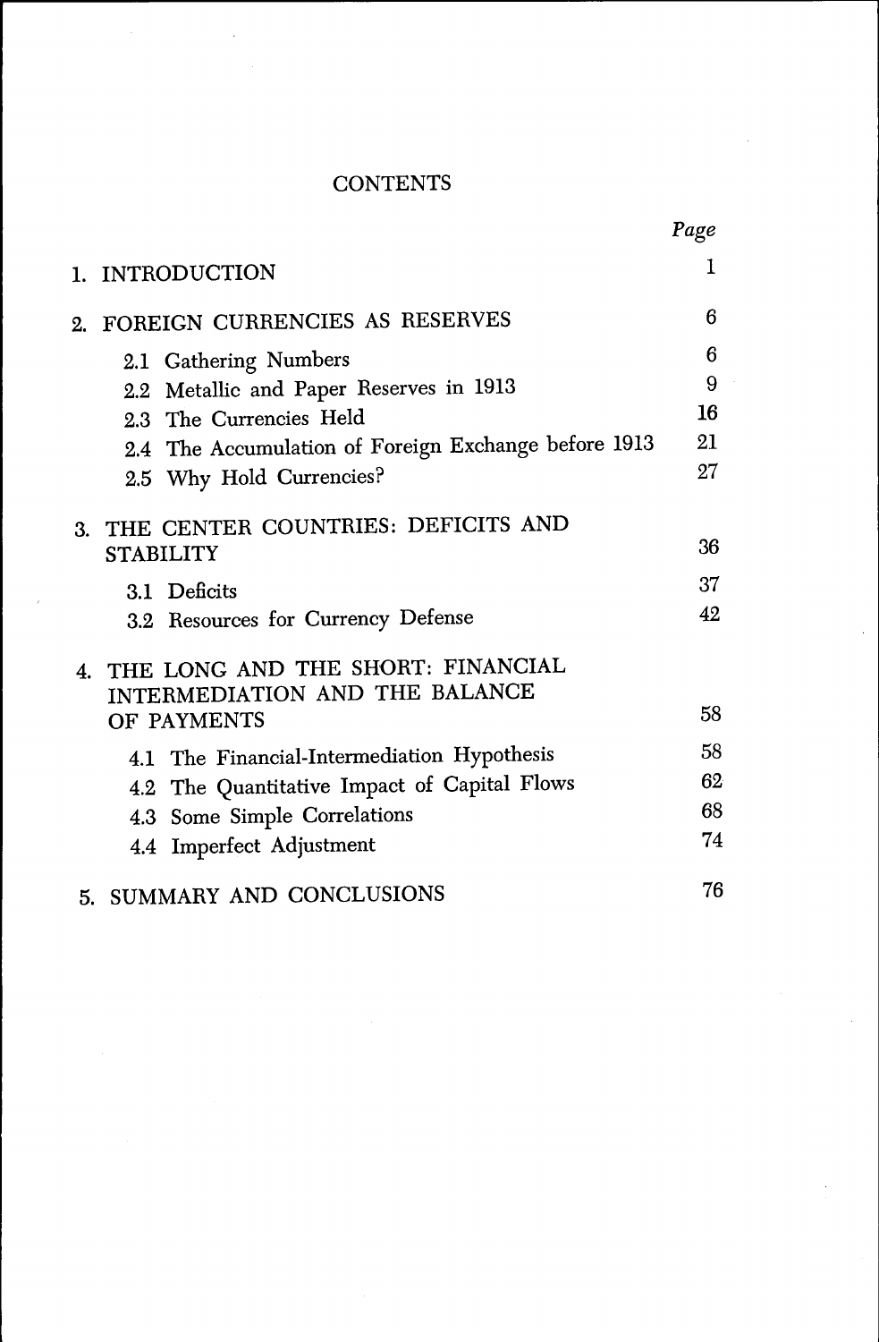# CONTENTS

| | Page |
|---|---|
| 1. INTRODUCTION | 1 |
| 2. FOREIGN CURRENCIES AS RESERVES | 6 |
| 2.1 Gathering Numbers | 6 |
| 2.2 Metallic and Paper Reserves in 1913 | 9 |
| 2.3 The Currencies Held | 16 |
| 2.4 The Accumulation of Foreign Exchange before 1913 | 21 |
| 2.5 Why Hold Currencies? | 27 |
| 3. THE CENTER COUNTRIES: DEFICITS AND STABILITY | 36 |
| 3.1 Deficits | 37 |
| 3.2 Resources for Currency Defense | 42 |
| 4. THE LONG AND THE SHORT: FINANCIAL INTERMEDIATION AND THE BALANCE OF PAYMENTS | 58 |
| 4.1 The Financial-Intermediation Hypothesis | 58 |
| 4.2 The Quantitative Impact of Capital Flows | 62 |
| 4.3 Some Simple Correlations | 68 |
| 4.4 Imperfect Adjustment | 74 |
| 5. SUMMARY AND CONCLUSIONS | 76 |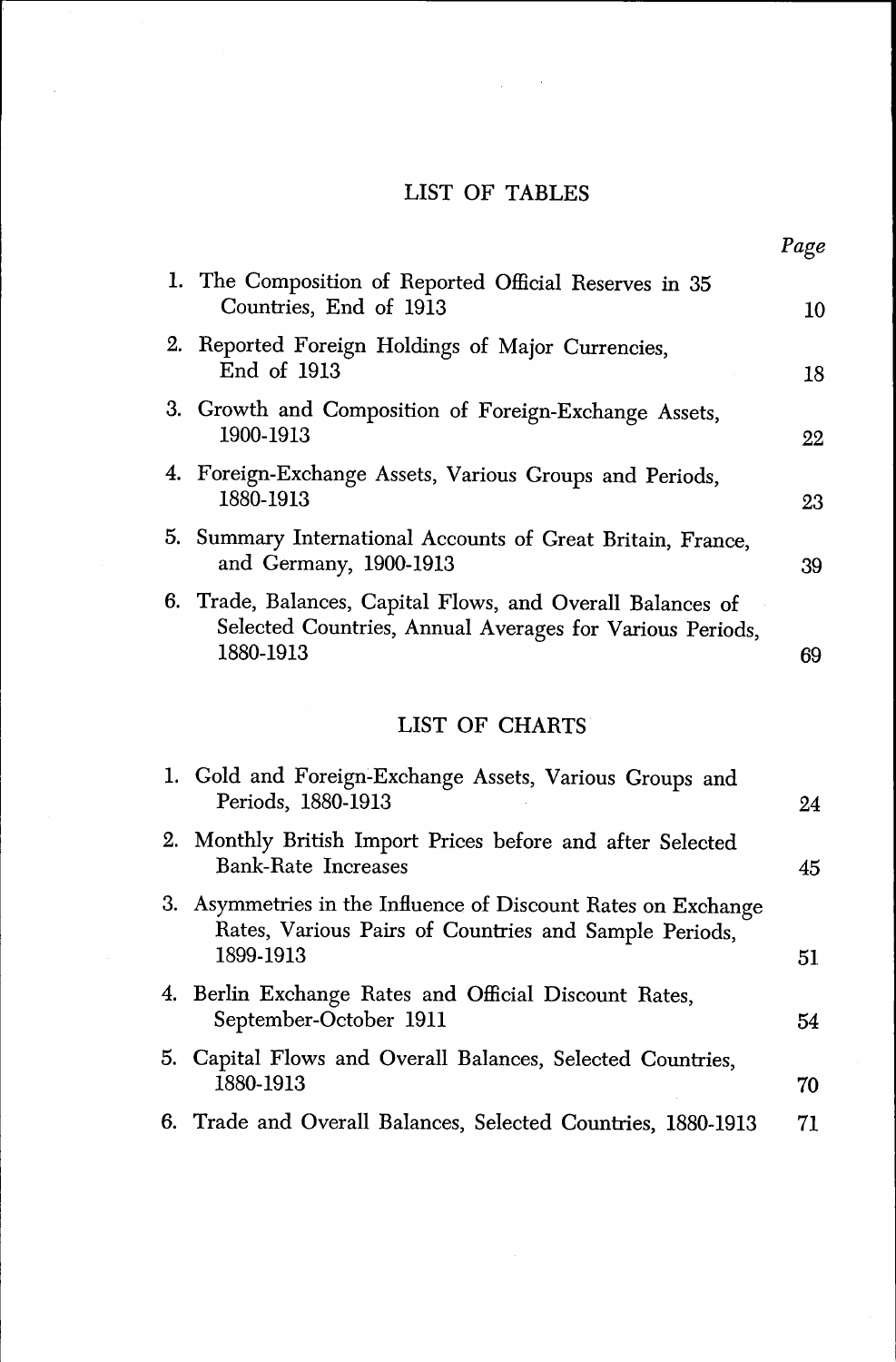# LIST OF TABLES

| | Page |
|---|---|
| 1. The Composition of Reported Official Reserves in 35 Countries, End of 1913 | 10 |
| 2. Reported Foreign Holdings of Major Currencies, End of 1913 | 18 |
| 3. Growth and Composition of Foreign-Exchange Assets, 1900-1913 | 22 |
| 4. Foreign-Exchange Assets, Various Groups and Periods, 1880-1913 | 23 |
| 5. Summary International Accounts of Great Britain, France, and Germany, 1900-1913 | 39 |
| 6. Trade, Balances, Capital Flows, and Overall Balances of Selected Countries, Annual Averages for Various Periods, 1880-1913 | 69 |

# LIST OF CHARTS

| | |
|---|---|
| 1. Gold and Foreign-Exchange Assets, Various Groups and Periods, 1880-1913 | 24 |
| 2. Monthly British Import Prices before and after Selected Bank-Rate Increases | 45 |
| 3. Asymmetries in the Influence of Discount Rates on Exchange Rates, Various Pairs of Countries and Sample Periods, 1899-1913 | 51 |
| 4. Berlin Exchange Rates and Official Discount Rates, September-October 1911 | 54 |
| 5. Capital Flows and Overall Balances, Selected Countries, 1880-1913 | 70 |
| 6. Trade and Overall Balances, Selected Countries, 1880-1913 | 71 |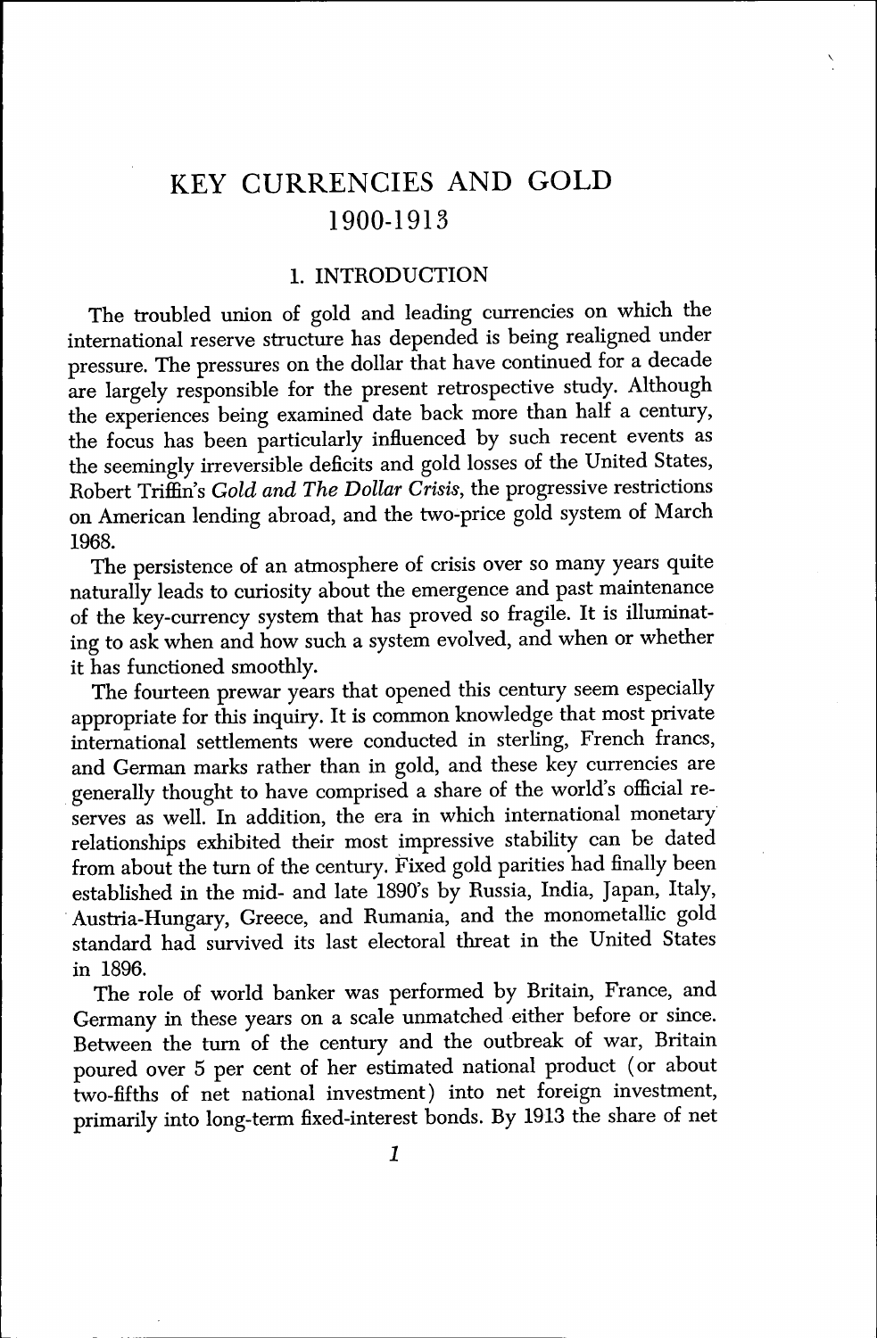# KEY CURRENCIES AND GOLD 1900-1913

## 1. INTRODUCTION

The troubled union of gold and leading currencies on which the international reserve structure has depended is being realigned under pressure. The pressures on the dollar that have continued for a decade are largely responsible for the present retrospective study. Although the experiences being examined date back more than half a century, the focus has been particularly influenced by such recent events as the seemingly irreversible deficits and gold losses of the United States, Robert Triffin's *Gold and The Dollar Crisis*, the progressive restrictions on American lending abroad, and the two-price gold system of March 1968.

The persistence of an atmosphere of crisis over so many years quite naturally leads to curiosity about the emergence and past maintenance of the key-currency system that has proved so fragile. It is illuminating to ask when and how such a system evolved, and when or whether it has functioned smoothly.

The fourteen prewar years that opened this century seem especially appropriate for this inquiry. It is common knowledge that most private international settlements were conducted in sterling, French francs, and German marks rather than in gold, and these key currencies are generally thought to have comprised a share of the world's official reserves as well. In addition, the era in which international monetary relationships exhibited their most impressive stability can be dated from about the turn of the century. Fixed gold parities had finally been established in the mid- and late 1890's by Russia, India, Japan, Italy, Austria-Hungary, Greece, and Rumania, and the monometallic gold standard had survived its last electoral threat in the United States in 1896.

The role of world banker was performed by Britain, France, and Germany in these years on a scale unmatched either before or since. Between the turn of the century and the outbreak of war, Britain poured over 5 per cent of her estimated national product (or about two-fifths of net national investment) into net foreign investment, primarily into long-term fixed-interest bonds. By 1913 the share of net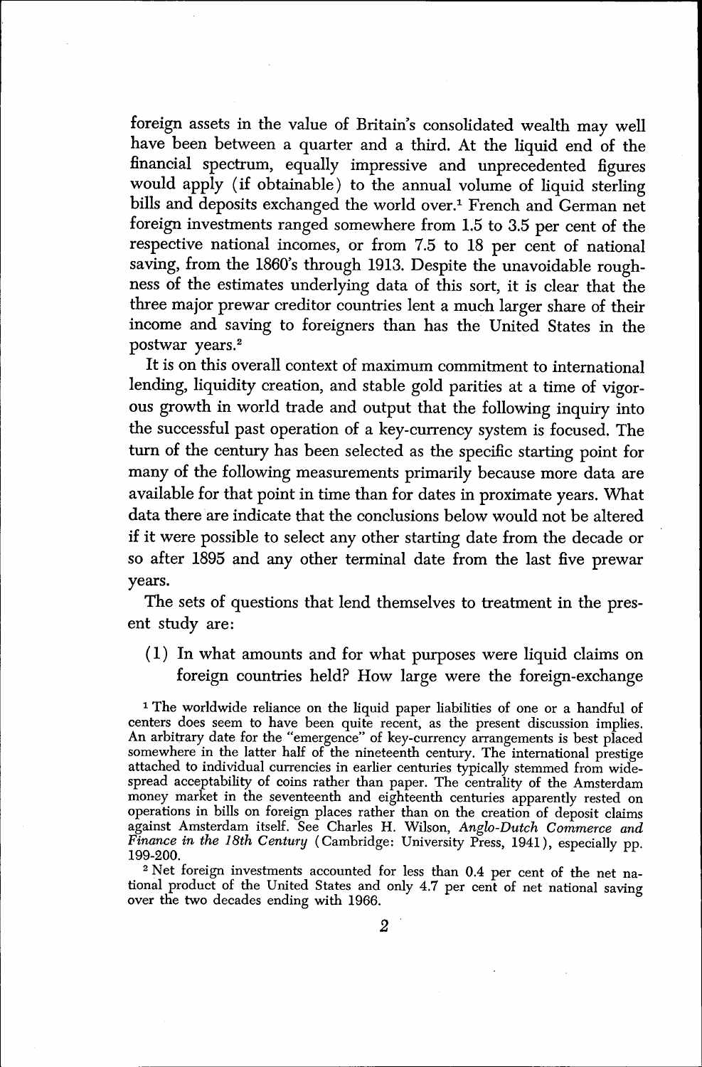foreign assets in the value of Britain's consolidated wealth may well have been between a quarter and a third. At the liquid end of the financial spectrum, equally impressive and unprecedented figures would apply (if obtainable) to the annual volume of liquid sterling bills and deposits exchanged the world over.[1] French and German net foreign investments ranged somewhere from 1.5 to 3.5 per cent of the respective national incomes, or from 7.5 to 18 per cent of national saving, from the 1860's through 1913. Despite the unavoidable roughness of the estimates underlying data of this sort, it is clear that the three major prewar creditor countries lent a much larger share of their income and saving to foreigners than has the United States in the postwar years.[2]

It is on this overall context of maximum commitment to international lending, liquidity creation, and stable gold parities at a time of vigorous growth in world trade and output that the following inquiry into the successful past operation of a key-currency system is focused. The turn of the century has been selected as the specific starting point for many of the following measurements primarily because more data are available for that point in time than for dates in proximate years. What data there are indicate that the conclusions below would not be altered if it were possible to select any other starting date from the decade or so after 1895 and any other terminal date from the last five prewar years.

The sets of questions that lend themselves to treatment in the present study are:

(1) In what amounts and for what purposes were liquid claims on foreign countries held? How large were the foreign-exchange

[1] The worldwide reliance on the liquid paper liabilities of one or a handful of centers does seem to have been quite recent, as the present discussion implies. An arbitrary date for the "emergence" of key-currency arrangements is best placed somewhere in the latter half of the nineteenth century. The international prestige attached to individual currencies in earlier centuries typically stemmed from widespread acceptability of coins rather than paper. The centrality of the Amsterdam money market in the seventeenth and eighteenth centuries apparently rested on operations in bills on foreign places rather than on the creation of deposit claims against Amsterdam itself. See Charles H. Wilson, *Anglo-Dutch Commerce and Finance in the 18th Century* (Cambridge: University Press, 1941), especially pp. 199-200.

[2] Net foreign investments accounted for less than 0.4 per cent of the net national product of the United States and only 4.7 per cent of net national saving over the two decades ending with 1966.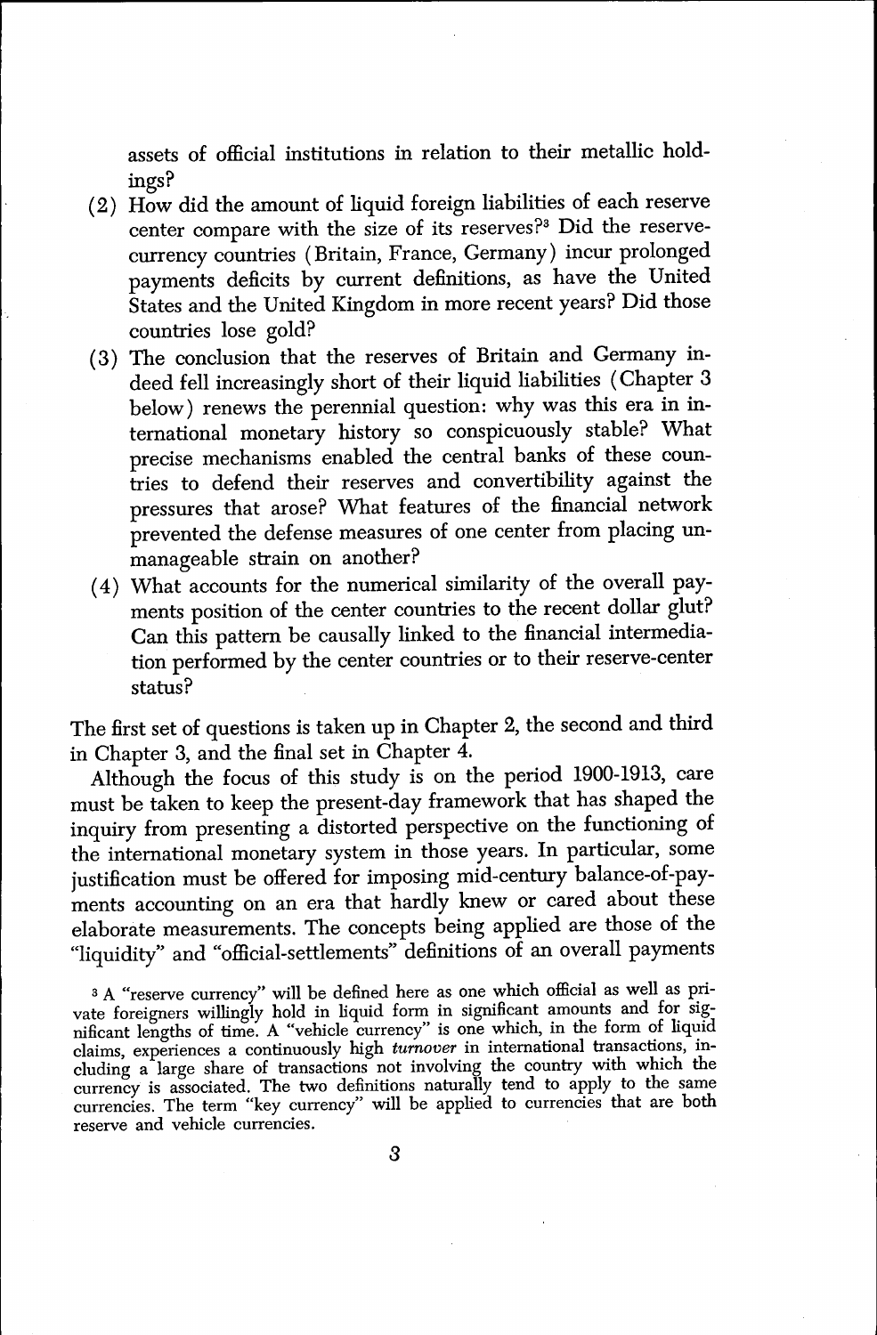assets of official institutions in relation to their metallic holdings?

(2) How did the amount of liquid foreign liabilities of each reserve center compare with the size of its reserves?[3] Did the reserve-currency countries (Britain, France, Germany) incur prolonged payments deficits by current definitions, as have the United States and the United Kingdom in more recent years? Did those countries lose gold?

(3) The conclusion that the reserves of Britain and Germany indeed fell increasingly short of their liquid liabilities (Chapter 3 below) renews the perennial question: why was this era in international monetary history so conspicuously stable? What precise mechanisms enabled the central banks of these countries to defend their reserves and convertibility against the pressures that arose? What features of the financial network prevented the defense measures of one center from placing unmanageable strain on another?

(4) What accounts for the numerical similarity of the overall payments position of the center countries to the recent dollar glut? Can this pattern be causally linked to the financial intermediation performed by the center countries or to their reserve-center status?

The first set of questions is taken up in Chapter 2, the second and third in Chapter 3, and the final set in Chapter 4.

Although the focus of this study is on the period 1900-1913, care must be taken to keep the present-day framework that has shaped the inquiry from presenting a distorted perspective on the functioning of the international monetary system in those years. In particular, some justification must be offered for imposing mid-century balance-of-payments accounting on an era that hardly knew or cared about these elaborate measurements. The concepts being applied are those of the "liquidity" and "official-settlements" definitions of an overall payments

[3] A "reserve currency" will be defined here as one which official as well as private foreigners willingly hold in liquid form in significant amounts and for significant lengths of time. A "vehicle currency" is one which, in the form of liquid claims, experiences a continuously high *turnover* in international transactions, including a large share of transactions not involving the country with which the currency is associated. The two definitions naturally tend to apply to the same currencies. The term "key currency" will be applied to currencies that are both reserve and vehicle currencies.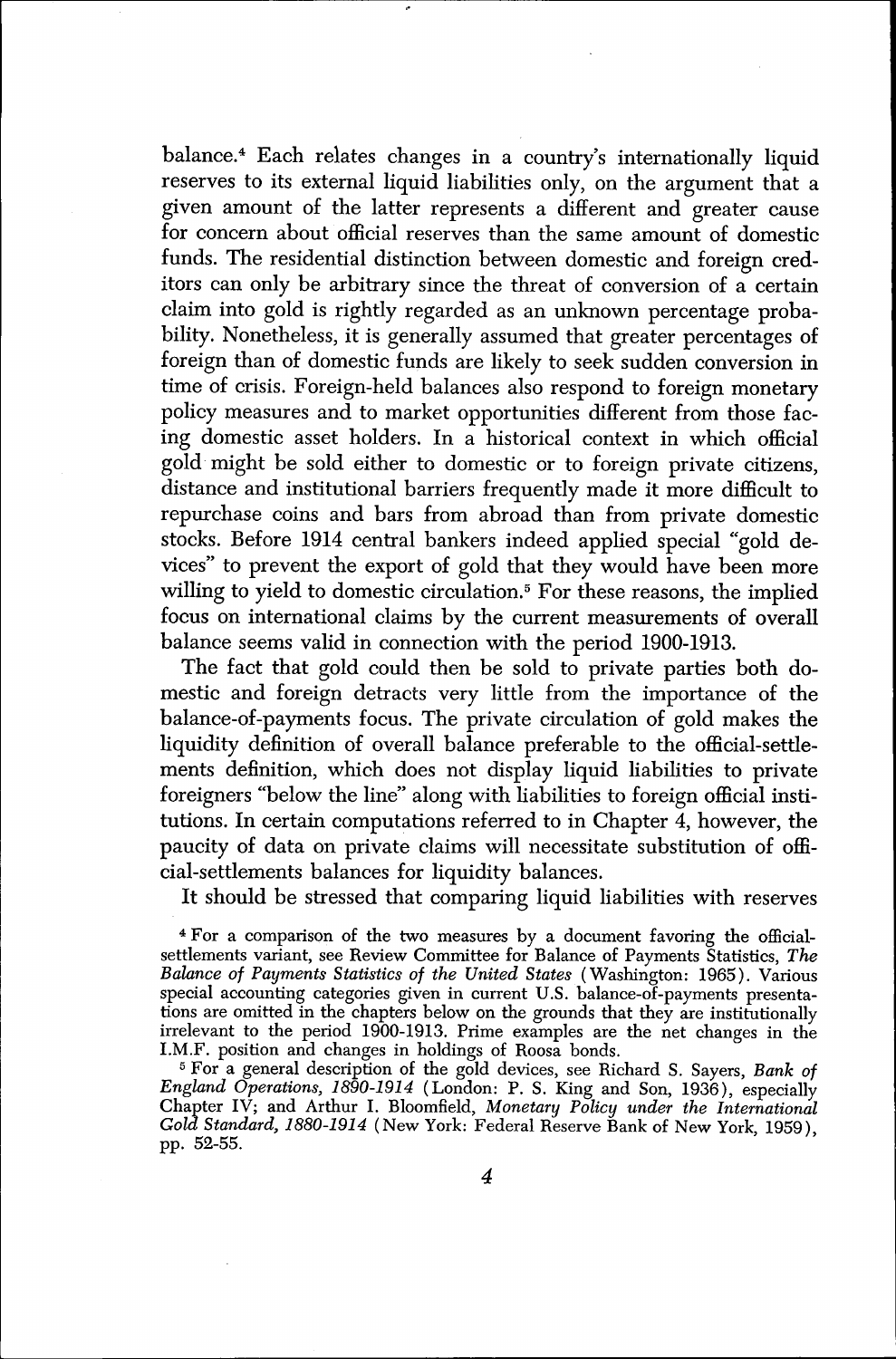balance.[4] Each relates changes in a country's internationally liquid reserves to its external liquid liabilities only, on the argument that a given amount of the latter represents a different and greater cause for concern about official reserves than the same amount of domestic funds. The residential distinction between domestic and foreign creditors can only be arbitrary since the threat of conversion of a certain claim into gold is rightly regarded as an unknown percentage probability. Nonetheless, it is generally assumed that greater percentages of foreign than of domestic funds are likely to seek sudden conversion in time of crisis. Foreign-held balances also respond to foreign monetary policy measures and to market opportunities different from those facing domestic asset holders. In a historical context in which official gold might be sold either to domestic or to foreign private citizens, distance and institutional barriers frequently made it more difficult to repurchase coins and bars from abroad than from private domestic stocks. Before 1914 central bankers indeed applied special "gold devices" to prevent the export of gold that they would have been more willing to yield to domestic circulation.[5] For these reasons, the implied focus on international claims by the current measurements of overall balance seems valid in connection with the period 1900-1913.

The fact that gold could then be sold to private parties both domestic and foreign detracts very little from the importance of the balance-of-payments focus. The private circulation of gold makes the liquidity definition of overall balance preferable to the official-settlements definition, which does not display liquid liabilities to private foreigners "below the line" along with liabilities to foreign official institutions. In certain computations referred to in Chapter 4, however, the paucity of data on private claims will necessitate substitution of official-settlements balances for liquidity balances.

It should be stressed that comparing liquid liabilities with reserves

[4] For a comparison of the two measures by a document favoring the official-settlements variant, see Review Committee for Balance of Payments Statistics, *The Balance of Payments Statistics of the United States* (Washington: 1965). Various special accounting categories given in current U.S. balance-of-payments presentations are omitted in the chapters below on the grounds that they are institutionally irrelevant to the period 1900-1913. Prime examples are the net changes in the I.M.F. position and changes in holdings of Roosa bonds.

[5] For a general description of the gold devices, see Richard S. Sayers, *Bank of England Operations, 1890-1914* (London: P. S. King and Son, 1936), especially Chapter IV; and Arthur I. Bloomfield, *Monetary Policy under the International Gold Standard, 1880-1914* (New York: Federal Reserve Bank of New York, 1959), pp. 52-55.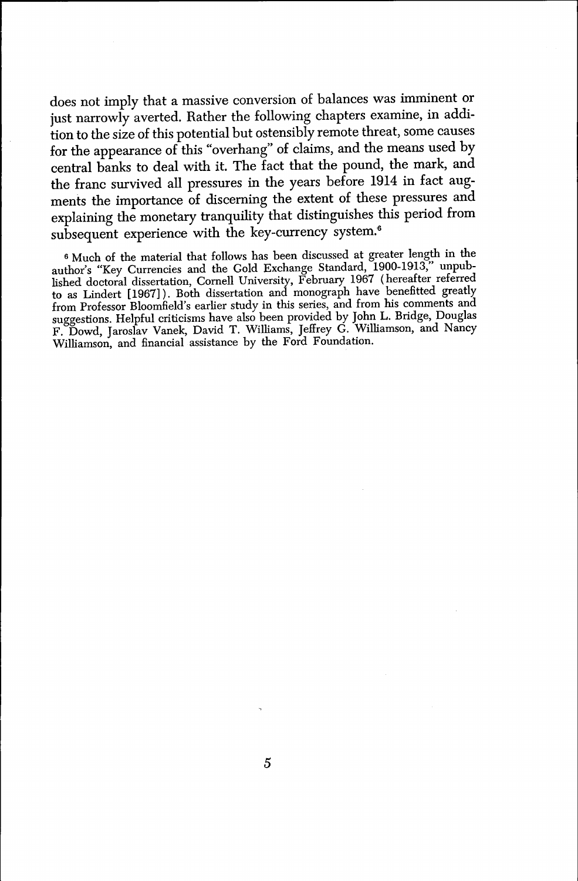does not imply that a massive conversion of balances was imminent or just narrowly averted. Rather the following chapters examine, in addition to the size of this potential but ostensibly remote threat, some causes for the appearance of this "overhang" of claims, and the means used by central banks to deal with it. The fact that the pound, the mark, and the franc survived all pressures in the years before 1914 in fact augments the importance of discerning the extent of these pressures and explaining the monetary tranquility that distinguishes this period from subsequent experience with the key-currency system.[6]

[6] Much of the material that follows has been discussed at greater length in the author's "Key Currencies and the Gold Exchange Standard, 1900-1913," unpublished doctoral dissertation, Cornell University, February 1967 (hereafter referred to as Lindert [1967]). Both dissertation and monograph have benefitted greatly from Professor Bloomfield's earlier study in this series, and from his comments and suggestions. Helpful criticisms have also been provided by John L. Bridge, Douglas F. Dowd, Jaroslav Vanek, David T. Williams, Jeffrey G. Williamson, and Nancy Williamson, and financial assistance by the Ford Foundation.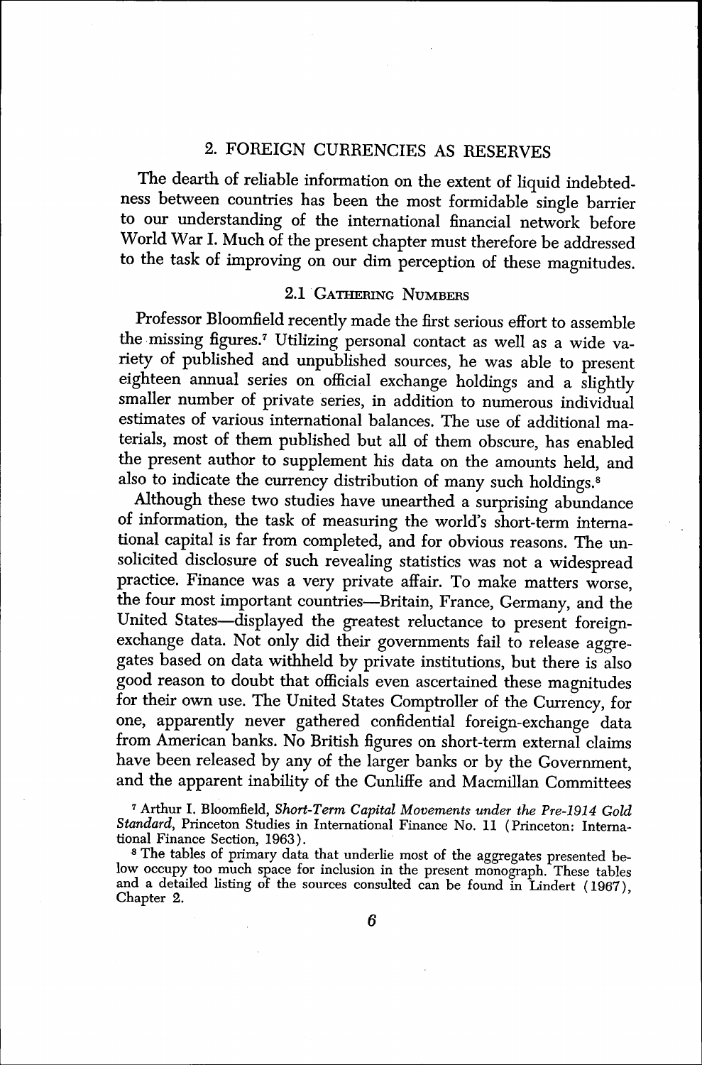## 2. FOREIGN CURRENCIES AS RESERVES

The dearth of reliable information on the extent of liquid indebtedness between countries has been the most formidable single barrier to our understanding of the international financial network before World War I. Much of the present chapter must therefore be addressed to the task of improving on our dim perception of these magnitudes.

### 2.1 Gathering Numbers

Professor Bloomfield recently made the first serious effort to assemble the missing figures.[7] Utilizing personal contact as well as a wide variety of published and unpublished sources, he was able to present eighteen annual series on official exchange holdings and a slightly smaller number of private series, in addition to numerous individual estimates of various international balances. The use of additional materials, most of them published but all of them obscure, has enabled the present author to supplement his data on the amounts held, and also to indicate the currency distribution of many such holdings.[8]

Although these two studies have unearthed a surprising abundance of information, the task of measuring the world's short-term international capital is far from completed, and for obvious reasons. The unsolicited disclosure of such revealing statistics was not a widespread practice. Finance was a very private affair. To make matters worse, the four most important countries—Britain, France, Germany, and the United States—displayed the greatest reluctance to present foreign-exchange data. Not only did their governments fail to release aggregates based on data withheld by private institutions, but there is also good reason to doubt that officials even ascertained these magnitudes for their own use. The United States Comptroller of the Currency, for one, apparently never gathered confidential foreign-exchange data from American banks. No British figures on short-term external claims have been released by any of the larger banks or by the Government, and the apparent inability of the Cunliffe and Macmillan Committees

[7] Arthur I. Bloomfield, *Short-Term Capital Movements under the Pre-1914 Gold Standard*, Princeton Studies in International Finance No. 11 (Princeton: International Finance Section, 1963).

[8] The tables of primary data that underlie most of the aggregates presented below occupy too much space for inclusion in the present monograph. These tables and a detailed listing of the sources consulted can be found in Lindert (1967), Chapter 2.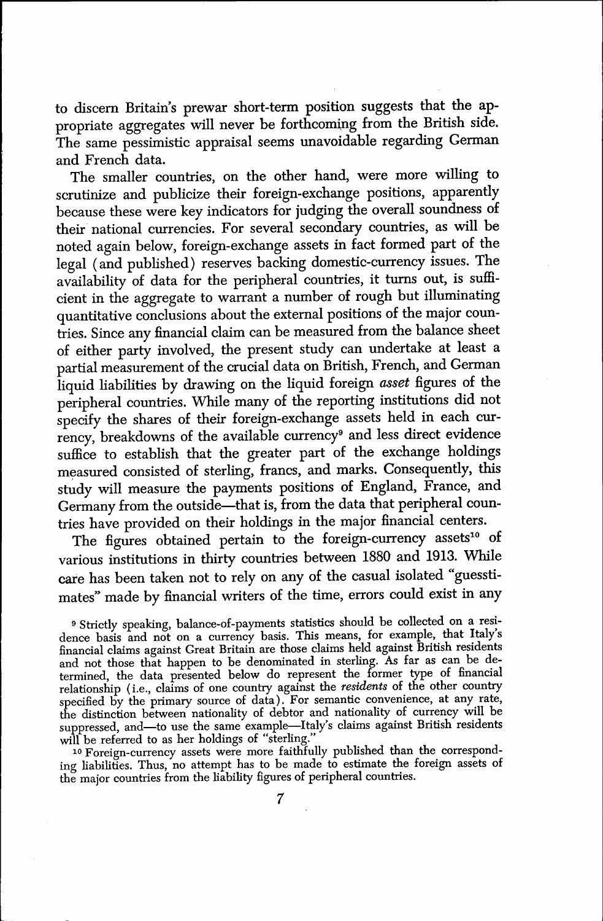to discern Britain's prewar short-term position suggests that the appropriate aggregates will never be forthcoming from the British side. The same pessimistic appraisal seems unavoidable regarding German and French data.

The smaller countries, on the other hand, were more willing to scrutinize and publicize their foreign-exchange positions, apparently because these were key indicators for judging the overall soundness of their national currencies. For several secondary countries, as will be noted again below, foreign-exchange assets in fact formed part of the legal (and published) reserves backing domestic-currency issues. The availability of data for the peripheral countries, it turns out, is sufficient in the aggregate to warrant a number of rough but illuminating quantitative conclusions about the external positions of the major countries. Since any financial claim can be measured from the balance sheet of either party involved, the present study can undertake at least a partial measurement of the crucial data on British, French, and German liquid liabilities by drawing on the liquid foreign *asset* figures of the peripheral countries. While many of the reporting institutions did not specify the shares of their foreign-exchange assets held in each currency, breakdowns of the available currency[9] and less direct evidence suffice to establish that the greater part of the exchange holdings measured consisted of sterling, francs, and marks. Consequently, this study will measure the payments positions of England, France, and Germany from the outside—that is, from the data that peripheral countries have provided on their holdings in the major financial centers.

The figures obtained pertain to the foreign-currency assets[10] of various institutions in thirty countries between 1880 and 1913. While care has been taken not to rely on any of the casual isolated "guesstimates" made by financial writers of the time, errors could exist in any

[9] Strictly speaking, balance-of-payments statistics should be collected on a residence basis and not on a currency basis. This means, for example, that Italy's financial claims against Great Britain are those claims held against British residents and not those that happen to be denominated in sterling. As far as can be determined, the data presented below do represent the former type of financial relationship (i.e., claims of one country against the *residents* of the other country specified by the primary source of data). For semantic convenience, at any rate, the distinction between nationality of debtor and nationality of currency will be suppressed, and—to use the same example—Italy's claims against British residents will be referred to as her holdings of "sterling."

[10] Foreign-currency assets were more faithfully published than the corresponding liabilities. Thus, no attempt has to be made to estimate the foreign assets of the major countries from the liability figures of peripheral countries.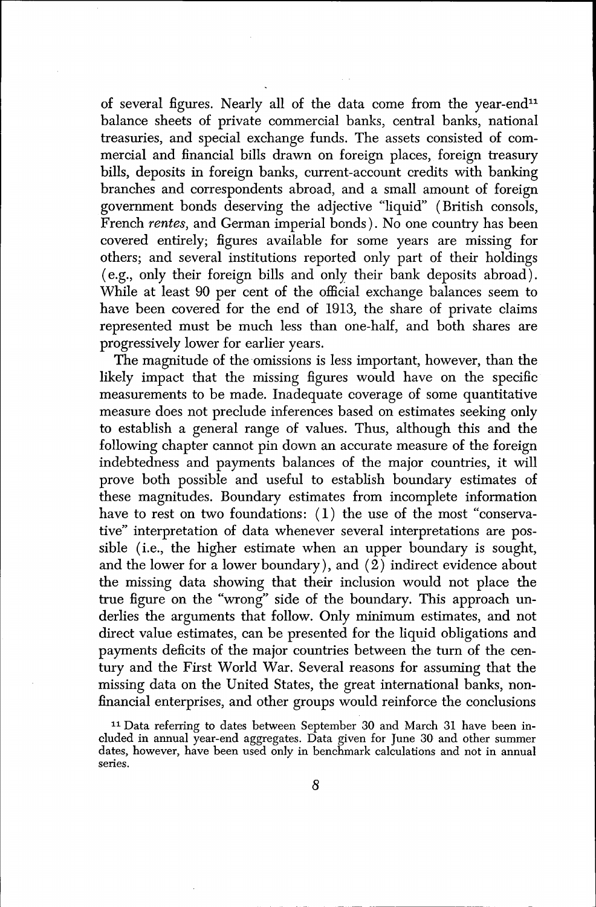of several figures. Nearly all of the data come from the year-end[11] balance sheets of private commercial banks, central banks, national treasuries, and special exchange funds. The assets consisted of commercial and financial bills drawn on foreign places, foreign treasury bills, deposits in foreign banks, current-account credits with banking branches and correspondents abroad, and a small amount of foreign government bonds deserving the adjective "liquid" (British consols, French *rentes*, and German imperial bonds). No one country has been covered entirely; figures available for some years are missing for others; and several institutions reported only part of their holdings (e.g., only their foreign bills and only their bank deposits abroad). While at least 90 per cent of the official exchange balances seem to have been covered for the end of 1913, the share of private claims represented must be much less than one-half, and both shares are progressively lower for earlier years.

The magnitude of the omissions is less important, however, than the likely impact that the missing figures would have on the specific measurements to be made. Inadequate coverage of some quantitative measure does not preclude inferences based on estimates seeking only to establish a general range of values. Thus, although this and the following chapter cannot pin down an accurate measure of the foreign indebtedness and payments balances of the major countries, it will prove both possible and useful to establish boundary estimates of these magnitudes. Boundary estimates from incomplete information have to rest on two foundations: (1) the use of the most "conservative" interpretation of data whenever several interpretations are possible (i.e., the higher estimate when an upper boundary is sought, and the lower for a lower boundary), and (2) indirect evidence about the missing data showing that their inclusion would not place the true figure on the "wrong" side of the boundary. This approach underlies the arguments that follow. Only minimum estimates, and not direct value estimates, can be presented for the liquid obligations and payments deficits of the major countries between the turn of the century and the First World War. Several reasons for assuming that the missing data on the United States, the great international banks, nonfinancial enterprises, and other groups would reinforce the conclusions

[11] Data referring to dates between September 30 and March 31 have been included in annual year-end aggregates. Data given for June 30 and other summer dates, however, have been used only in benchmark calculations and not in annual series.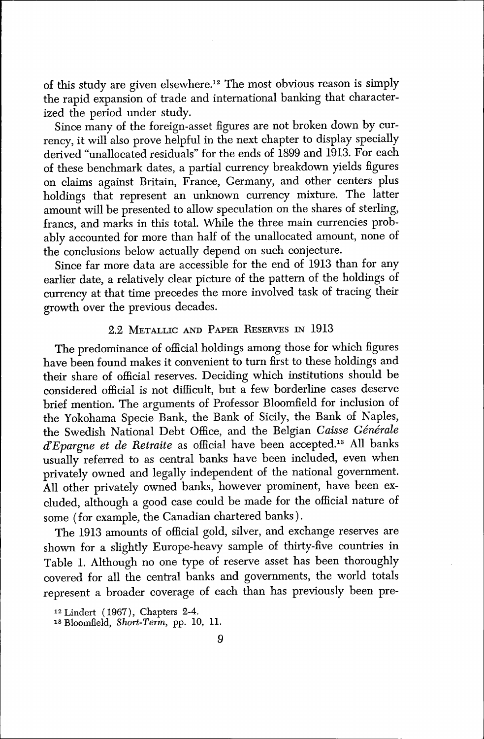of this study are given elsewhere.[12] The most obvious reason is simply the rapid expansion of trade and international banking that characterized the period under study.

Since many of the foreign-asset figures are not broken down by currency, it will also prove helpful in the next chapter to display specially derived "unallocated residuals" for the ends of 1899 and 1913. For each of these benchmark dates, a partial currency breakdown yields figures on claims against Britain, France, Germany, and other centers plus holdings that represent an unknown currency mixture. The latter amount will be presented to allow speculation on the shares of sterling, francs, and marks in this total. While the three main currencies probably accounted for more than half of the unallocated amount, none of the conclusions below actually depend on such conjecture.

Since far more data are accessible for the end of 1913 than for any earlier date, a relatively clear picture of the pattern of the holdings of currency at that time precedes the more involved task of tracing their growth over the previous decades.

## 2.2 Metallic and Paper Reserves in 1913

The predominance of official holdings among those for which figures have been found makes it convenient to turn first to these holdings and their share of official reserves. Deciding which institutions should be considered official is not difficult, but a few borderline cases deserve brief mention. The arguments of Professor Bloomfield for inclusion of the Yokohama Specie Bank, the Bank of Sicily, the Bank of Naples, the Swedish National Debt Office, and the Belgian *Caisse Générale d'Epargne et de Retraite* as official have been accepted.[13] All banks usually referred to as central banks have been included, even when privately owned and legally independent of the national government. All other privately owned banks, however prominent, have been excluded, although a good case could be made for the official nature of some (for example, the Canadian chartered banks).

The 1913 amounts of official gold, silver, and exchange reserves are shown for a slightly Europe-heavy sample of thirty-five countries in Table 1. Although no one type of reserve asset has been thoroughly covered for all the central banks and governments, the world totals represent a broader coverage of each than has previously been pre-

[12] Lindert (1967), Chapters 2-4.

[13] Bloomfield, *Short-Term*, pp. 10, 11.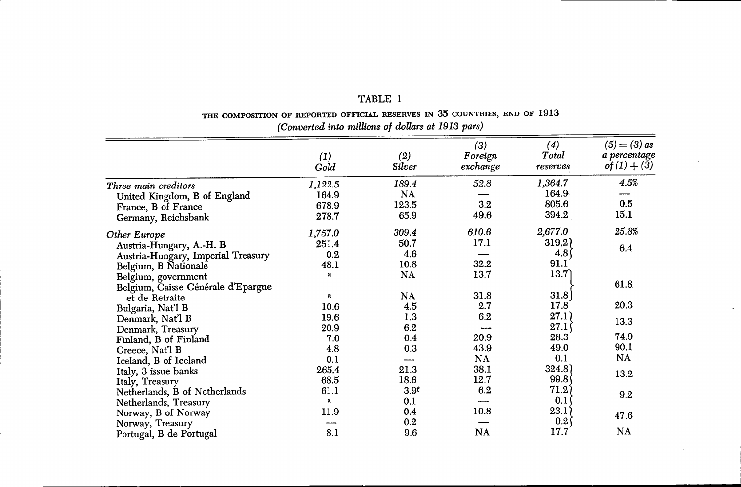# TABLE 1

THE COMPOSITION OF REPORTED OFFICIAL RESERVES IN 35 COUNTRIES, END OF 1913

*(Converted into millions of dollars at 1913 pars)*

| | (1) Gold | (2) Silver | (3) Foreign exchange | (4) Total reserves | (5) = (3) as a percentage of (1) + (3) |
|---|---|---|---|---|---|
| *Three main creditors* | *1,122.5* | *189.4* | *52.8* | *1,364.7* | *4.5%* |
| United Kingdom, B of England | 164.9 | NA | — | 164.9 | — |
| France, B of France | 678.9 | 123.5 | 3.2 | 805.6 | 0.5 |
| Germany, Reichsbank | 278.7 | 65.9 | 49.6 | 394.2 | 15.1 |
| *Other Europe* | *1,757.0* | *309.4* | *610.6* | *2,677.0* | *25.8%* |
| Austria-Hungary, A.-H. B | 251.4 | 50.7 | 17.1 | 319.2 } | 6.4 |
| Austria-Hungary, Imperial Treasury | 0.2 | 4.6 | — | 4.8 } | |
| Belgium, B Nationale | 48.1 | 10.8 | 32.2 | 91.1 } | 61.8 |
| Belgium, government | a | NA | 13.7 | 13.7 } | |
| Belgium, Caisse Générale d'Epargne et de Retraite | a | NA | 31.8 | 31.8 } | |
| Bulgaria, Nat'l B | 10.6 | 4.5 | 2.7 | 17.8 | 20.3 |
| Denmark, Nat'l B | 19.6 | 1.3 | 6.2 | 27.1 } | 13.3 |
| Denmark, Treasury | 20.9 | 6.2 | — | 27.1 } | |
| Finland, B of Finland | 7.0 | 0.4 | 20.9 | 28.3 | 74.9 |
| Greece, Nat'l B | 4.8 | 0.3 | 43.9 | 49.0 | 90.1 |
| Iceland, B of Iceland | 0.1 | — | NA | 0.1 | NA |
| Italy, 3 issue banks | 265.4 | 21.3 | 38.1 | 324.8 } | 13.2 |
| Italy, Treasury | 68.5 | 18.6 | 12.7 | 99.8 } | |
| Netherlands, B of Netherlands | 61.1 | 3.9[f] | 6.2 | 71.2 } | 9.2 |
| Netherlands, Treasury | a | 0.1 | — | 0.1 } | |
| Norway, B of Norway | 11.9 | 0.4 | 10.8 | 23.1 } | 47.6 |
| Norway, Treasury | — | 0.2 | — | 0.2 } | |
| Portugal, B de Portugal | 8.1 | 9.6 | NA | 17.7 | NA |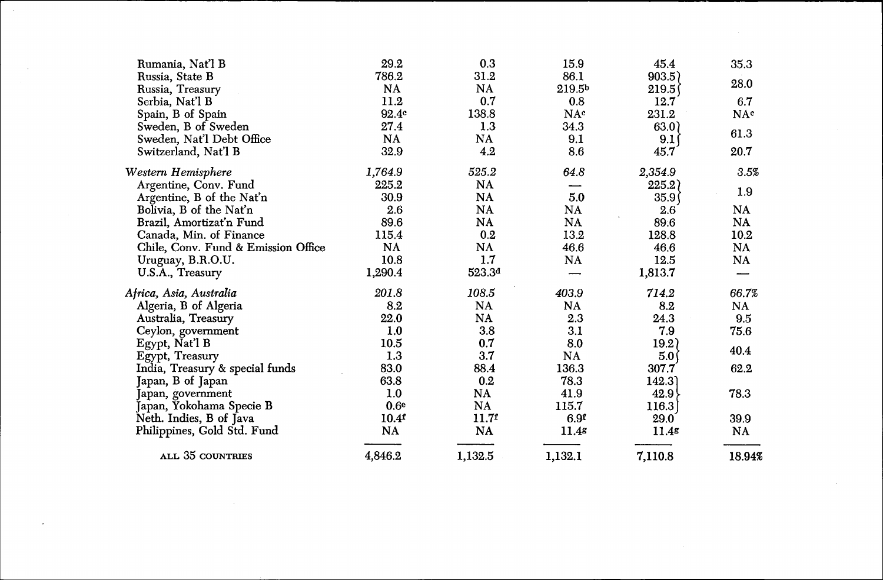| | | | | | |
|---|---|---|---|---|---|
| Rumania, Nat'l B | 29.2 | 0.3 | 15.9 | 45.4 | 35.3 |
| Russia, State B | 786.2 | 31.2 | 86.1 | 903.5 | 28.0 |
| Russia, Treasury | NA | NA | 219.5[b] | 219.5 | |
| Serbia, Nat'l B | 11.2 | 0.7 | 0.8 | 12.7 | 6.7 |
| Spain, B of Spain | 92.4[c] | 138.8 | NA[c] | 231.2 | NA[c] |
| Sweden, B of Sweden | 27.4 | 1.3 | 34.3 | 63.0 | 61.3 |
| Sweden, Nat'l Debt Office | NA | NA | 9.1 | 9.1 | |
| Switzerland, Nat'l B | 32.9 | 4.2 | 8.6 | 45.7 | 20.7 |
| *Western Hemisphere* | *1,764.9* | *525.2* | *64.8* | *2,354.9* | *3.5%* |
| Argentine, Conv. Fund | 225.2 | NA | — | 225.2 | 1.9 |
| Argentine, B of the Nat'n | 30.9 | NA | 5.0 | 35.9 | |
| Bolivia, B of the Nat'n | 2.6 | NA | NA | 2.6 | NA |
| Brazil, Amortizat'n Fund | 89.6 | NA | NA | 89.6 | NA |
| Canada, Min. of Finance | 115.4 | 0.2 | 13.2 | 128.8 | 10.2 |
| Chile, Conv. Fund & Emission Office | NA | NA | 46.6 | 46.6 | NA |
| Uruguay, B.R.O.U. | 10.8 | 1.7 | NA | 12.5 | NA |
| U.S.A., Treasury | 1,290.4 | 523.3[d] | — | 1,813.7 | — |
| *Africa, Asia, Australia* | *201.8* | *108.5* | *403.9* | *714.2* | *66.7%* |
| Algeria, B of Algeria | 8.2 | NA | NA | 8.2 | NA |
| Australia, Treasury | 22.0 | NA | 2.3 | 24.3 | 9.5 |
| Ceylon, government | 1.0 | 3.8 | 3.1 | 7.9 | 75.6 |
| Egypt, Nat'l B | 10.5 | 0.7 | 8.0 | 19.2 | 40.4 |
| Egypt, Treasury | 1.3 | 3.7 | NA | 5.0 | |
| India, Treasury & special funds | 83.0 | 88.4 | 136.3 | 307.7 | 62.2 |
| Japan, B of Japan | 63.8 | 0.2 | 78.3 | 142.3 | 78.3 |
| Japan, government | 1.0 | NA | 41.9 | 42.9 | |
| Japan, Yokohama Specie B | 0.6[e] | NA | 115.7 | 116.3 | |
| Neth. Indies, B of Java | 10.4[f] | 11.7[f] | 6.9[f] | 29.0 | 39.9 |
| Philippines, Gold Std. Fund | NA | NA | 11.4[g] | 11.4[g] | NA |
| ALL 35 COUNTRIES | 4,846.2 | 1,132.5 | 1,132.1 | 7,110.8 | 18.94% |